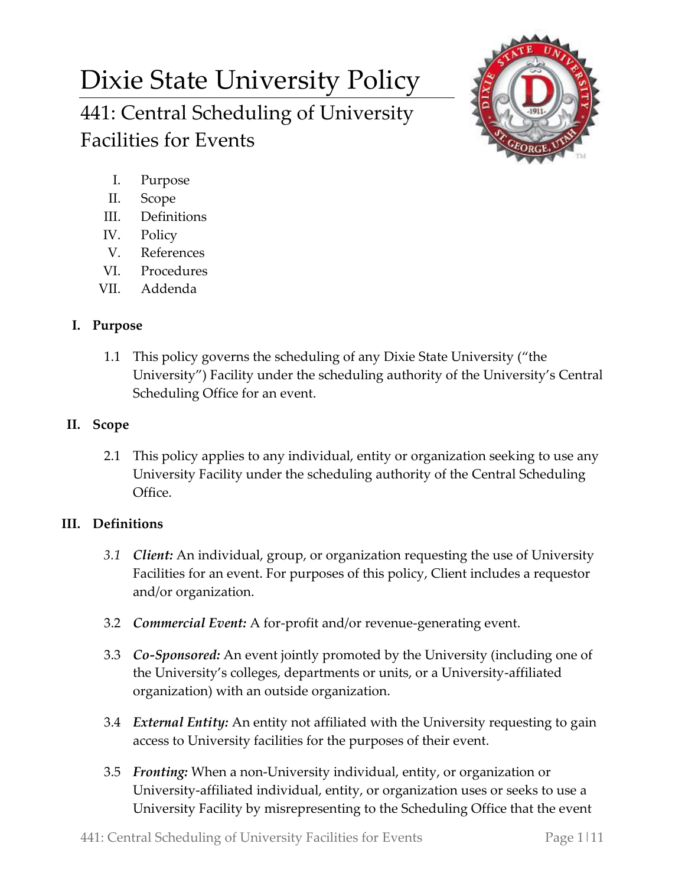# Dixie State University Policy

## 441: Central Scheduling of University Facilities for Events

I. Purpose
II. Scope
III. Definitions
IV. Policy
V. References
VI. Procedures
VII. Addenda

### I. Purpose

1.1 This policy governs the scheduling of any Dixie State University ("the University") Facility under the scheduling authority of the University's Central Scheduling Office for an event.

### II. Scope

2.1 This policy applies to any individual, entity or organization seeking to use any University Facility under the scheduling authority of the Central Scheduling Office.

### III. Definitions

*3.1* ***Client:*** An individual, group, or organization requesting the use of University Facilities for an event. For purposes of this policy, Client includes a requestor and/or organization.

3.2 ***Commercial Event:*** A for-profit and/or revenue-generating event.

3.3 ***Co-Sponsored:*** An event jointly promoted by the University (including one of the University's colleges, departments or units, or a University-affiliated organization) with an outside organization.

3.4 ***External Entity:*** An entity not affiliated with the University requesting to gain access to University facilities for the purposes of their event.

3.5 ***Fronting:*** When a non-University individual, entity, or organization or University-affiliated individual, entity, or organization uses or seeks to use a University Facility by misrepresenting to the Scheduling Office that the event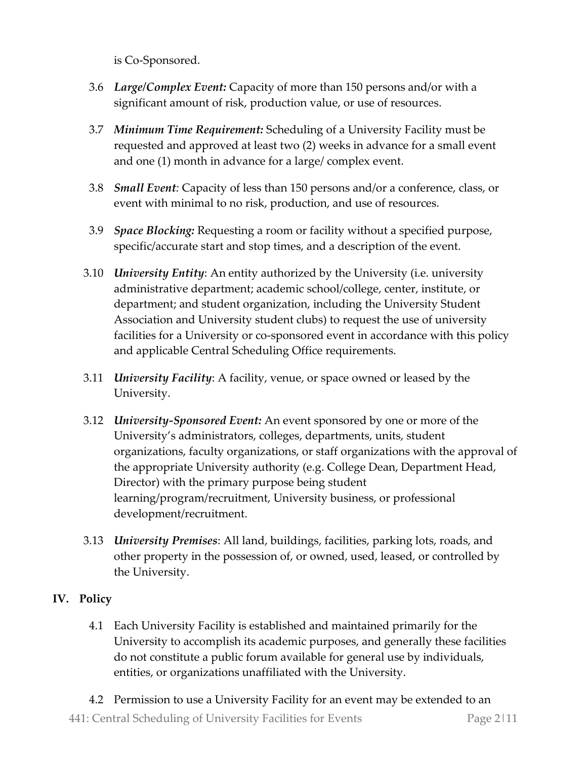is Co-Sponsored.

3.6 ***Large/Complex Event:*** Capacity of more than 150 persons and/or with a significant amount of risk, production value, or use of resources.

3.7 ***Minimum Time Requirement:*** Scheduling of a University Facility must be requested and approved at least two (2) weeks in advance for a small event and one (1) month in advance for a large/ complex event.

3.8 ***Small Event:*** Capacity of less than 150 persons and/or a conference, class, or event with minimal to no risk, production, and use of resources.

3.9 ***Space Blocking:*** Requesting a room or facility without a specified purpose, specific/accurate start and stop times, and a description of the event.

3.10 ***University Entity***: An entity authorized by the University (i.e. university administrative department; academic school/college, center, institute, or department; and student organization, including the University Student Association and University student clubs) to request the use of university facilities for a University or co-sponsored event in accordance with this policy and applicable Central Scheduling Office requirements.

3.11 ***University Facility***: A facility, venue, or space owned or leased by the University.

3.12 ***University-Sponsored Event:*** An event sponsored by one or more of the University's administrators, colleges, departments, units, student organizations, faculty organizations, or staff organizations with the approval of the appropriate University authority (e.g. College Dean, Department Head, Director) with the primary purpose being student learning/program/recruitment, University business, or professional development/recruitment.

3.13 ***University Premises***: All land, buildings, facilities, parking lots, roads, and other property in the possession of, or owned, used, leased, or controlled by the University.

## IV. Policy

4.1 Each University Facility is established and maintained primarily for the University to accomplish its academic purposes, and generally these facilities do not constitute a public forum available for general use by individuals, entities, or organizations unaffiliated with the University.

4.2 Permission to use a University Facility for an event may be extended to an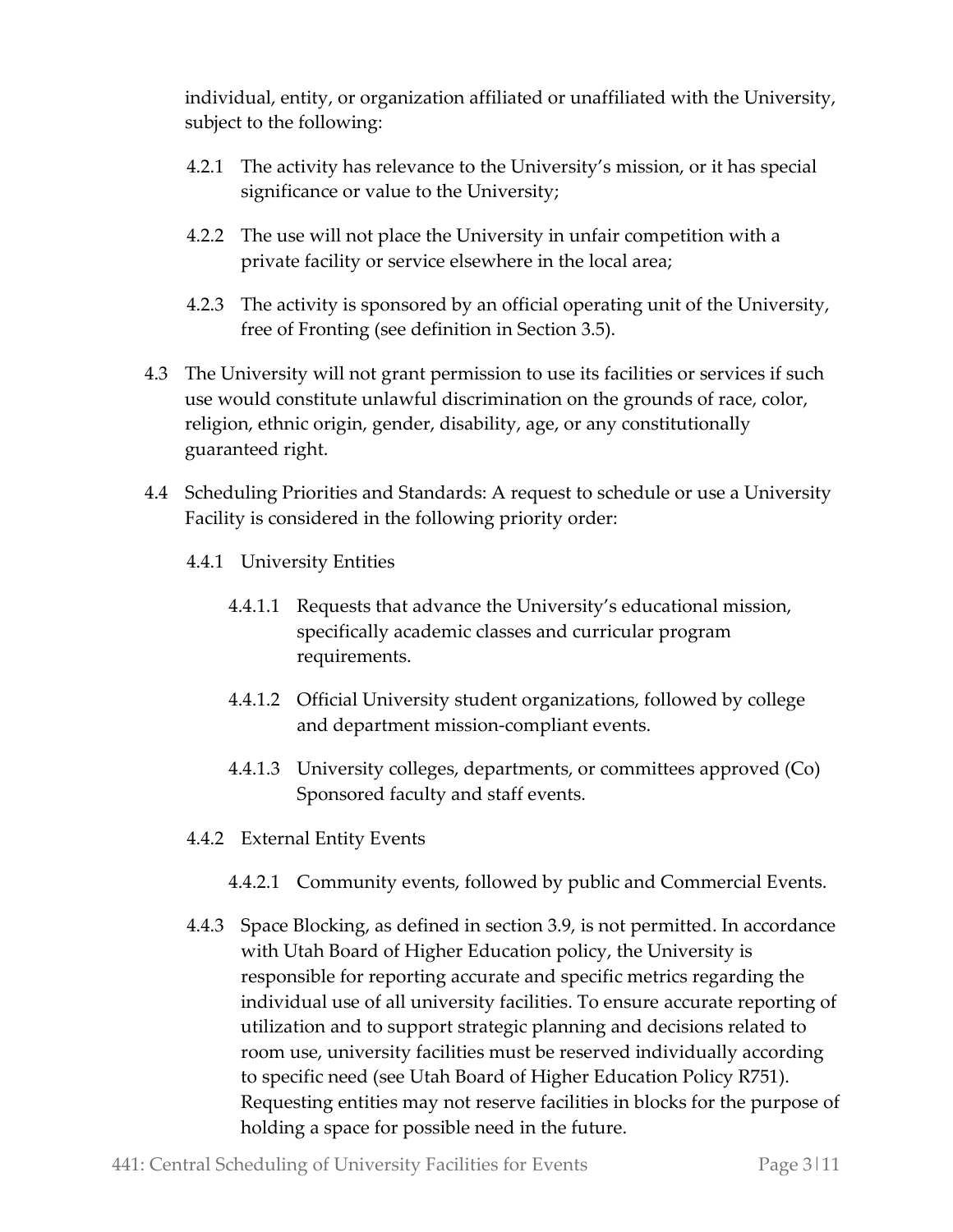individual, entity, or organization affiliated or unaffiliated with the University, subject to the following:

- 4.2.1 The activity has relevance to the University's mission, or it has special significance or value to the University;
- 4.2.2 The use will not place the University in unfair competition with a private facility or service elsewhere in the local area;
- 4.2.3 The activity is sponsored by an official operating unit of the University, free of Fronting (see definition in Section 3.5).

4.3 The University will not grant permission to use its facilities or services if such use would constitute unlawful discrimination on the grounds of race, color, religion, ethnic origin, gender, disability, age, or any constitutionally guaranteed right.

4.4 Scheduling Priorities and Standards: A request to schedule or use a University Facility is considered in the following priority order:

- 4.4.1 University Entities
  - 4.4.1.1 Requests that advance the University's educational mission, specifically academic classes and curricular program requirements.
  - 4.4.1.2 Official University student organizations, followed by college and department mission-compliant events.
  - 4.4.1.3 University colleges, departments, or committees approved (Co) Sponsored faculty and staff events.
- 4.4.2 External Entity Events
  - 4.4.2.1 Community events, followed by public and Commercial Events.
- 4.4.3 Space Blocking, as defined in section 3.9, is not permitted. In accordance with Utah Board of Higher Education policy, the University is responsible for reporting accurate and specific metrics regarding the individual use of all university facilities. To ensure accurate reporting of utilization and to support strategic planning and decisions related to room use, university facilities must be reserved individually according to specific need (see Utah Board of Higher Education Policy R751). Requesting entities may not reserve facilities in blocks for the purpose of holding a space for possible need in the future.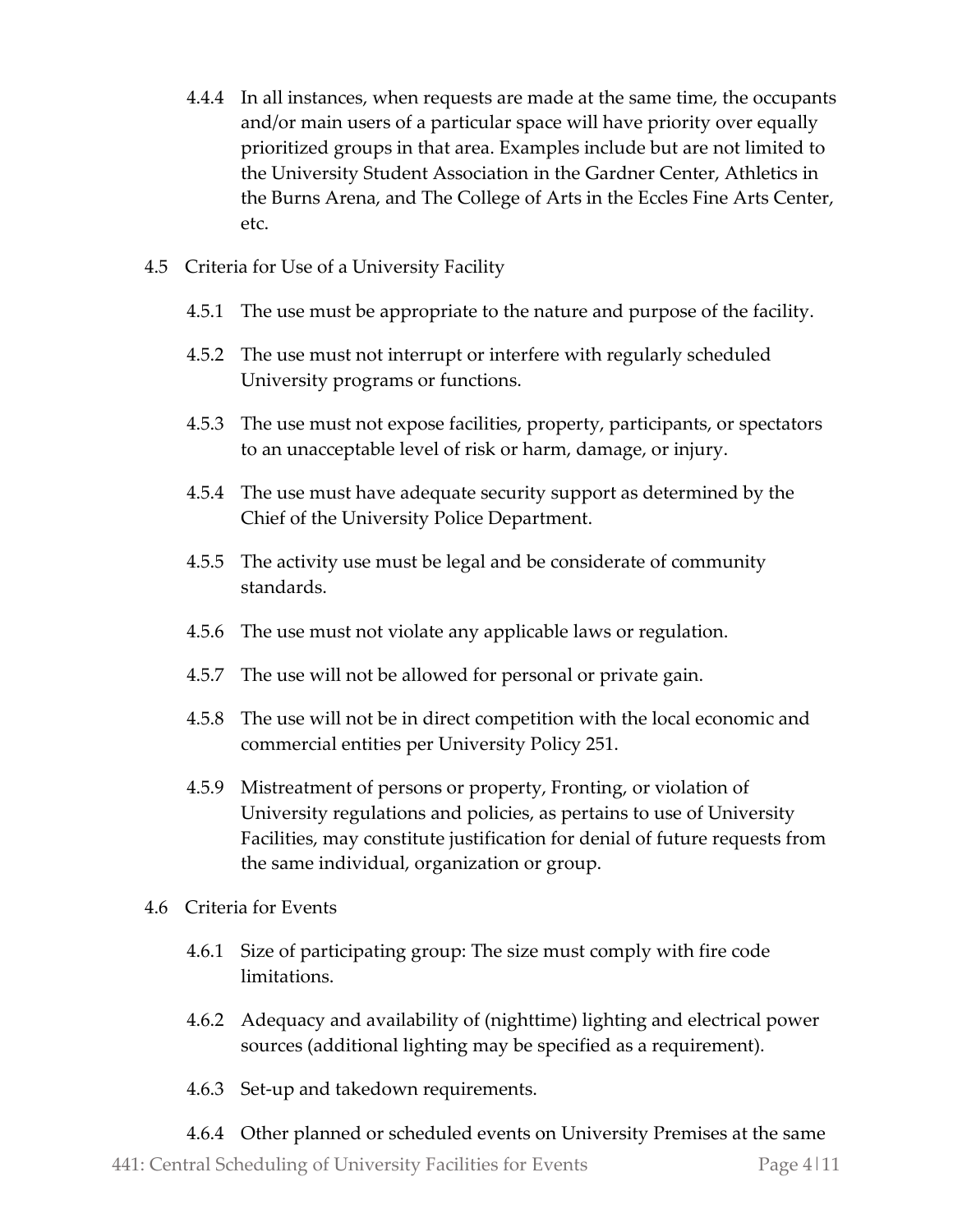4.4.4 In all instances, when requests are made at the same time, the occupants and/or main users of a particular space will have priority over equally prioritized groups in that area. Examples include but are not limited to the University Student Association in the Gardner Center, Athletics in the Burns Arena, and The College of Arts in the Eccles Fine Arts Center, etc.

4.5 Criteria for Use of a University Facility

4.5.1 The use must be appropriate to the nature and purpose of the facility.

4.5.2 The use must not interrupt or interfere with regularly scheduled University programs or functions.

4.5.3 The use must not expose facilities, property, participants, or spectators to an unacceptable level of risk or harm, damage, or injury.

4.5.4 The use must have adequate security support as determined by the Chief of the University Police Department.

4.5.5 The activity use must be legal and be considerate of community standards.

4.5.6 The use must not violate any applicable laws or regulation.

4.5.7 The use will not be allowed for personal or private gain.

4.5.8 The use will not be in direct competition with the local economic and commercial entities per University Policy 251.

4.5.9 Mistreatment of persons or property, Fronting, or violation of University regulations and policies, as pertains to use of University Facilities, may constitute justification for denial of future requests from the same individual, organization or group.

4.6 Criteria for Events

4.6.1 Size of participating group: The size must comply with fire code limitations.

4.6.2 Adequacy and availability of (nighttime) lighting and electrical power sources (additional lighting may be specified as a requirement).

4.6.3 Set-up and takedown requirements.

4.6.4 Other planned or scheduled events on University Premises at the same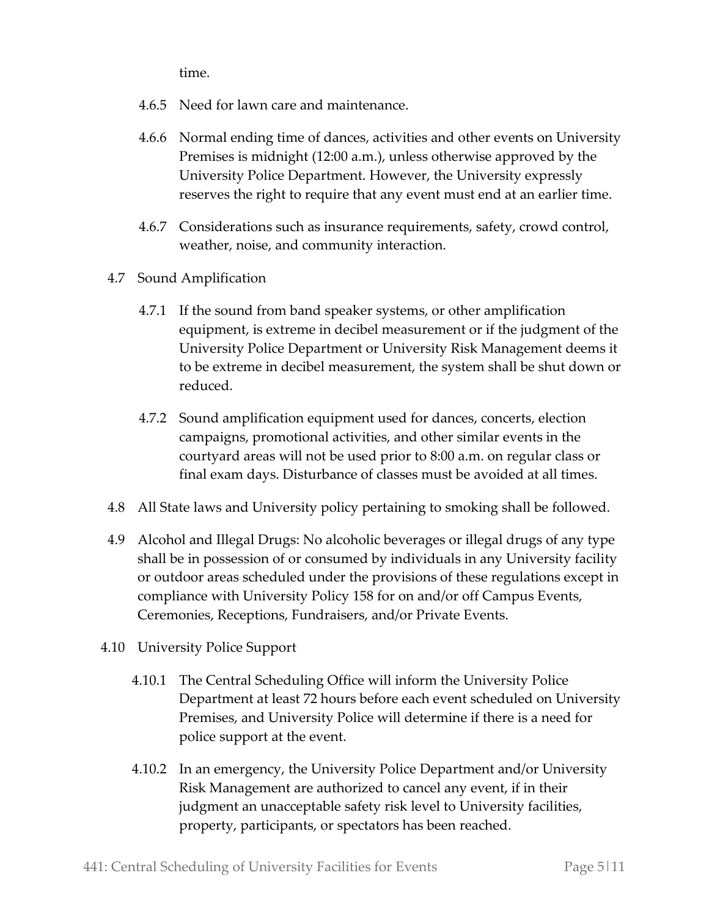time.

4.6.5 Need for lawn care and maintenance.

4.6.6 Normal ending time of dances, activities and other events on University Premises is midnight (12:00 a.m.), unless otherwise approved by the University Police Department. However, the University expressly reserves the right to require that any event must end at an earlier time.

4.6.7 Considerations such as insurance requirements, safety, crowd control, weather, noise, and community interaction.

4.7 Sound Amplification

4.7.1 If the sound from band speaker systems, or other amplification equipment, is extreme in decibel measurement or if the judgment of the University Police Department or University Risk Management deems it to be extreme in decibel measurement, the system shall be shut down or reduced.

4.7.2 Sound amplification equipment used for dances, concerts, election campaigns, promotional activities, and other similar events in the courtyard areas will not be used prior to 8:00 a.m. on regular class or final exam days. Disturbance of classes must be avoided at all times.

4.8 All State laws and University policy pertaining to smoking shall be followed.

4.9 Alcohol and Illegal Drugs: No alcoholic beverages or illegal drugs of any type shall be in possession of or consumed by individuals in any University facility or outdoor areas scheduled under the provisions of these regulations except in compliance with University Policy 158 for on and/or off Campus Events, Ceremonies, Receptions, Fundraisers, and/or Private Events.

4.10 University Police Support

4.10.1 The Central Scheduling Office will inform the University Police Department at least 72 hours before each event scheduled on University Premises, and University Police will determine if there is a need for police support at the event.

4.10.2 In an emergency, the University Police Department and/or University Risk Management are authorized to cancel any event, if in their judgment an unacceptable safety risk level to University facilities, property, participants, or spectators has been reached.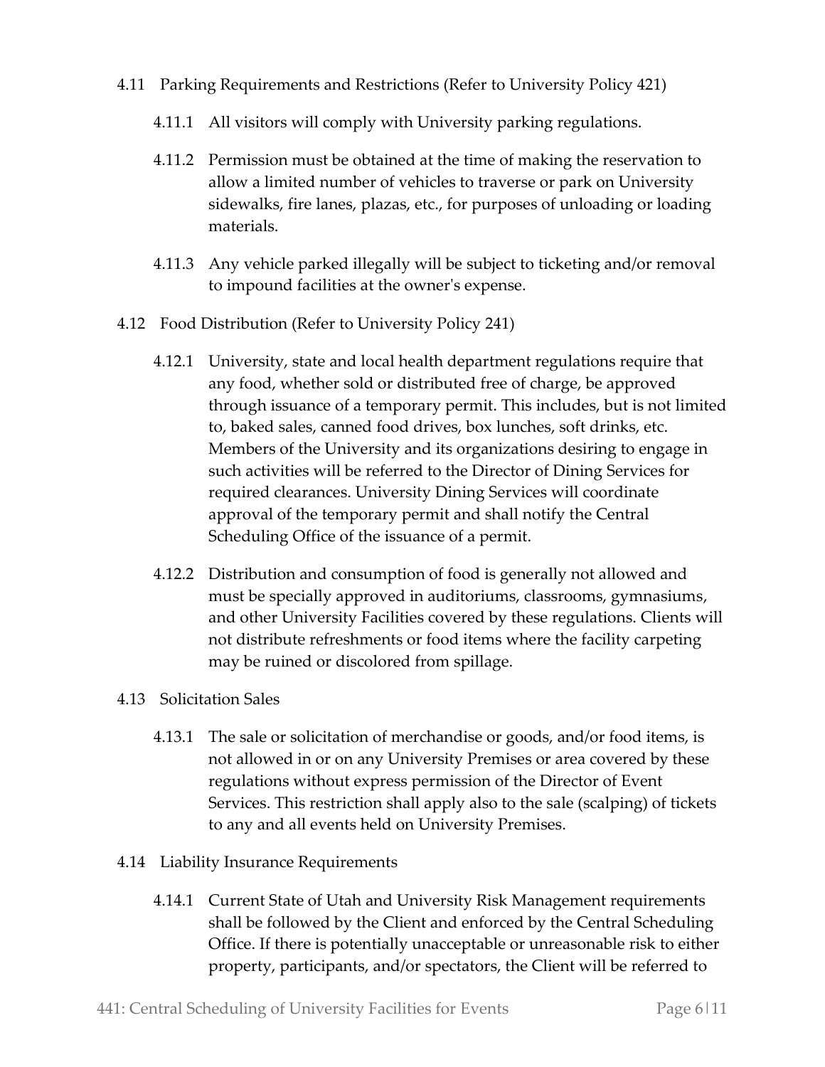4.11 Parking Requirements and Restrictions (Refer to University Policy 421)

4.11.1 All visitors will comply with University parking regulations.

4.11.2 Permission must be obtained at the time of making the reservation to allow a limited number of vehicles to traverse or park on University sidewalks, fire lanes, plazas, etc., for purposes of unloading or loading materials.

4.11.3 Any vehicle parked illegally will be subject to ticketing and/or removal to impound facilities at the owner's expense.

4.12 Food Distribution (Refer to University Policy 241)

4.12.1 University, state and local health department regulations require that any food, whether sold or distributed free of charge, be approved through issuance of a temporary permit. This includes, but is not limited to, baked sales, canned food drives, box lunches, soft drinks, etc. Members of the University and its organizations desiring to engage in such activities will be referred to the Director of Dining Services for required clearances. University Dining Services will coordinate approval of the temporary permit and shall notify the Central Scheduling Office of the issuance of a permit.

4.12.2 Distribution and consumption of food is generally not allowed and must be specially approved in auditoriums, classrooms, gymnasiums, and other University Facilities covered by these regulations. Clients will not distribute refreshments or food items where the facility carpeting may be ruined or discolored from spillage.

4.13 Solicitation Sales

4.13.1 The sale or solicitation of merchandise or goods, and/or food items, is not allowed in or on any University Premises or area covered by these regulations without express permission of the Director of Event Services. This restriction shall apply also to the sale (scalping) of tickets to any and all events held on University Premises.

4.14 Liability Insurance Requirements

4.14.1 Current State of Utah and University Risk Management requirements shall be followed by the Client and enforced by the Central Scheduling Office. If there is potentially unacceptable or unreasonable risk to either property, participants, and/or spectators, the Client will be referred to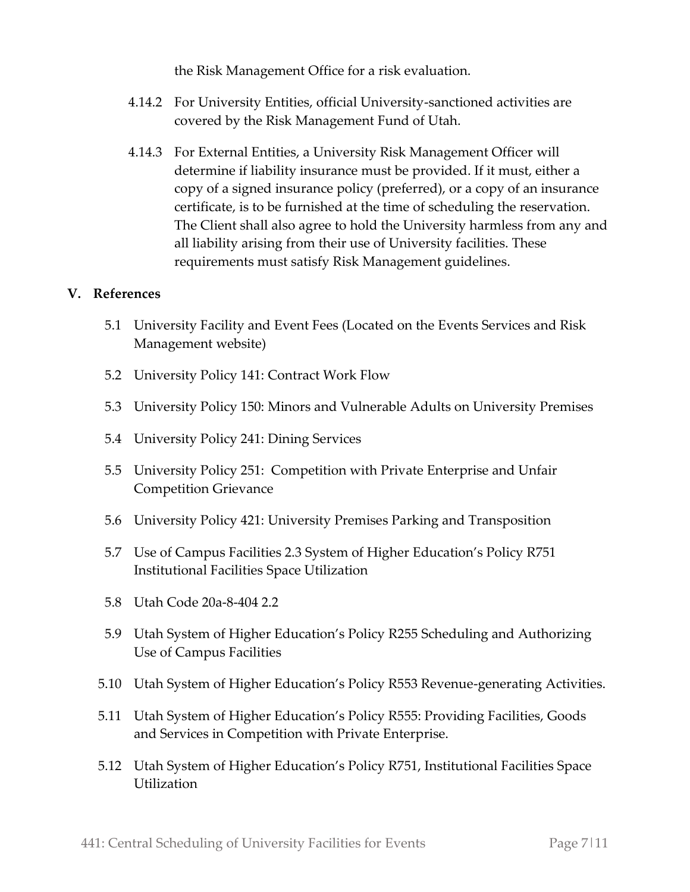the Risk Management Office for a risk evaluation.

4.14.2 For University Entities, official University-sanctioned activities are covered by the Risk Management Fund of Utah.

4.14.3 For External Entities, a University Risk Management Officer will determine if liability insurance must be provided. If it must, either a copy of a signed insurance policy (preferred), or a copy of an insurance certificate, is to be furnished at the time of scheduling the reservation. The Client shall also agree to hold the University harmless from any and all liability arising from their use of University facilities. These requirements must satisfy Risk Management guidelines.

## V. References

5.1 University Facility and Event Fees (Located on the Events Services and Risk Management website)

5.2 University Policy 141: Contract Work Flow

5.3 University Policy 150: Minors and Vulnerable Adults on University Premises

5.4 University Policy 241: Dining Services

5.5 University Policy 251: Competition with Private Enterprise and Unfair Competition Grievance

5.6 University Policy 421: University Premises Parking and Transposition

5.7 Use of Campus Facilities 2.3 System of Higher Education's Policy R751 Institutional Facilities Space Utilization

5.8 Utah Code 20a-8-404 2.2

5.9 Utah System of Higher Education's Policy R255 Scheduling and Authorizing Use of Campus Facilities

5.10 Utah System of Higher Education's Policy R553 Revenue-generating Activities.

5.11 Utah System of Higher Education's Policy R555: Providing Facilities, Goods and Services in Competition with Private Enterprise.

5.12 Utah System of Higher Education's Policy R751, Institutional Facilities Space Utilization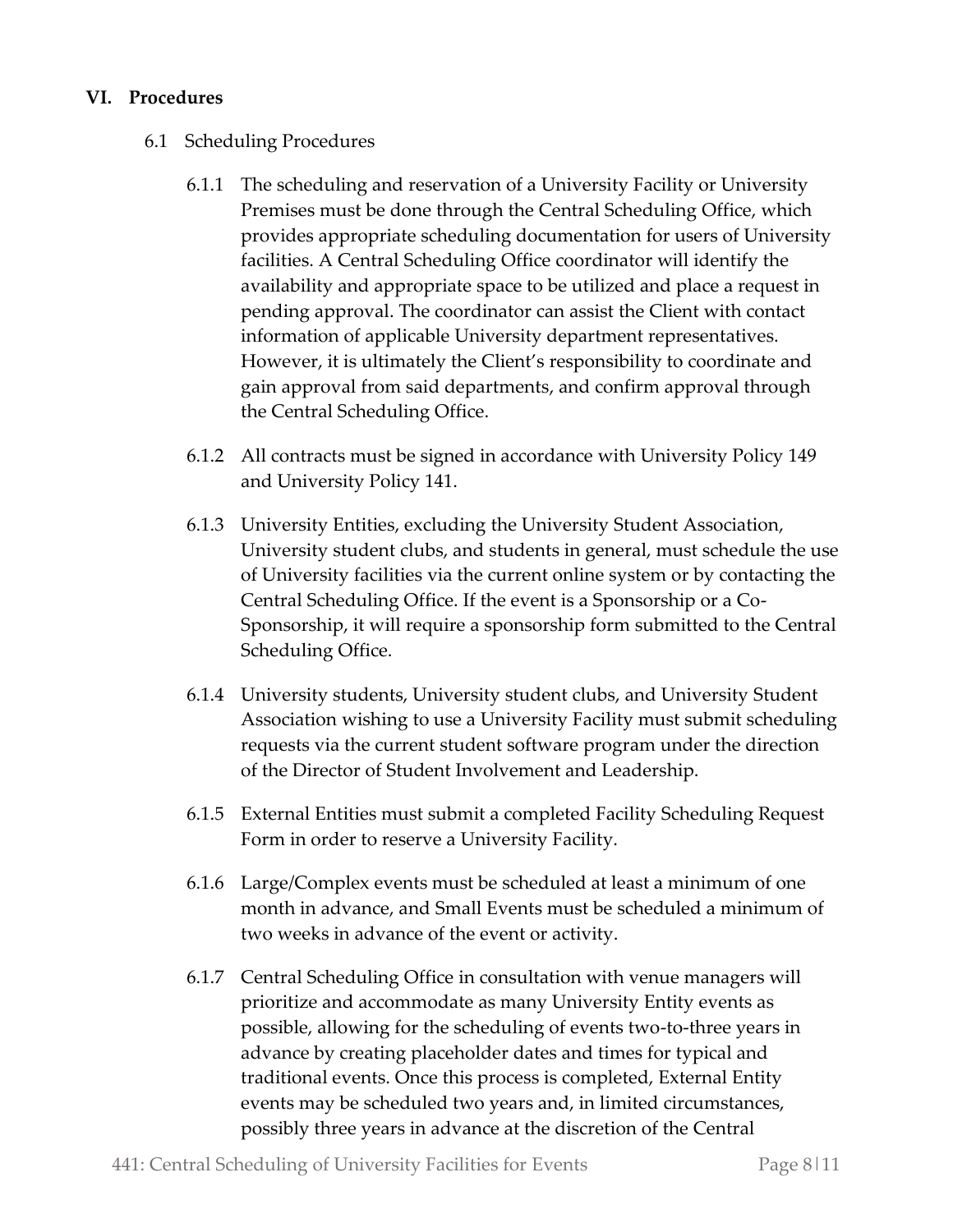## VI. Procedures

### 6.1 Scheduling Procedures

6.1.1 The scheduling and reservation of a University Facility or University Premises must be done through the Central Scheduling Office, which provides appropriate scheduling documentation for users of University facilities. A Central Scheduling Office coordinator will identify the availability and appropriate space to be utilized and place a request in pending approval. The coordinator can assist the Client with contact information of applicable University department representatives. However, it is ultimately the Client's responsibility to coordinate and gain approval from said departments, and confirm approval through the Central Scheduling Office.

6.1.2 All contracts must be signed in accordance with University Policy 149 and University Policy 141.

6.1.3 University Entities, excluding the University Student Association, University student clubs, and students in general, must schedule the use of University facilities via the current online system or by contacting the Central Scheduling Office. If the event is a Sponsorship or a Co-Sponsorship, it will require a sponsorship form submitted to the Central Scheduling Office.

6.1.4 University students, University student clubs, and University Student Association wishing to use a University Facility must submit scheduling requests via the current student software program under the direction of the Director of Student Involvement and Leadership.

6.1.5 External Entities must submit a completed Facility Scheduling Request Form in order to reserve a University Facility.

6.1.6 Large/Complex events must be scheduled at least a minimum of one month in advance, and Small Events must be scheduled a minimum of two weeks in advance of the event or activity.

6.1.7 Central Scheduling Office in consultation with venue managers will prioritize and accommodate as many University Entity events as possible, allowing for the scheduling of events two-to-three years in advance by creating placeholder dates and times for typical and traditional events. Once this process is completed, External Entity events may be scheduled two years and, in limited circumstances, possibly three years in advance at the discretion of the Central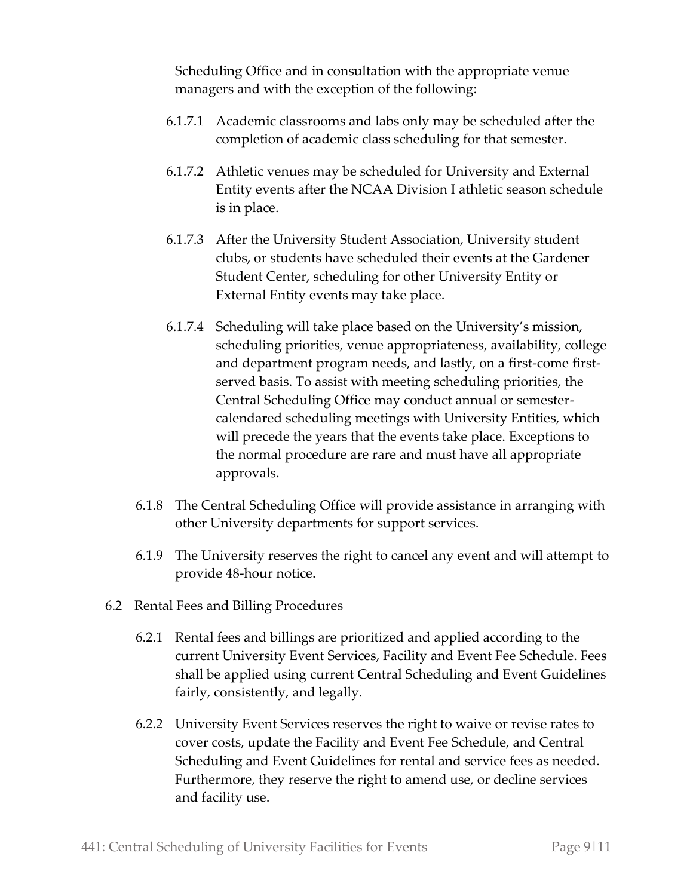Scheduling Office and in consultation with the appropriate venue managers and with the exception of the following:

6.1.7.1 Academic classrooms and labs only may be scheduled after the completion of academic class scheduling for that semester.

6.1.7.2 Athletic venues may be scheduled for University and External Entity events after the NCAA Division I athletic season schedule is in place.

6.1.7.3 After the University Student Association, University student clubs, or students have scheduled their events at the Gardener Student Center, scheduling for other University Entity or External Entity events may take place.

6.1.7.4 Scheduling will take place based on the University's mission, scheduling priorities, venue appropriateness, availability, college and department program needs, and lastly, on a first-come first-served basis. To assist with meeting scheduling priorities, the Central Scheduling Office may conduct annual or semester-calendared scheduling meetings with University Entities, which will precede the years that the events take place. Exceptions to the normal procedure are rare and must have all appropriate approvals.

6.1.8 The Central Scheduling Office will provide assistance in arranging with other University departments for support services.

6.1.9 The University reserves the right to cancel any event and will attempt to provide 48-hour notice.

6.2 Rental Fees and Billing Procedures

6.2.1 Rental fees and billings are prioritized and applied according to the current University Event Services, Facility and Event Fee Schedule. Fees shall be applied using current Central Scheduling and Event Guidelines fairly, consistently, and legally.

6.2.2 University Event Services reserves the right to waive or revise rates to cover costs, update the Facility and Event Fee Schedule, and Central Scheduling and Event Guidelines for rental and service fees as needed. Furthermore, they reserve the right to amend use, or decline services and facility use.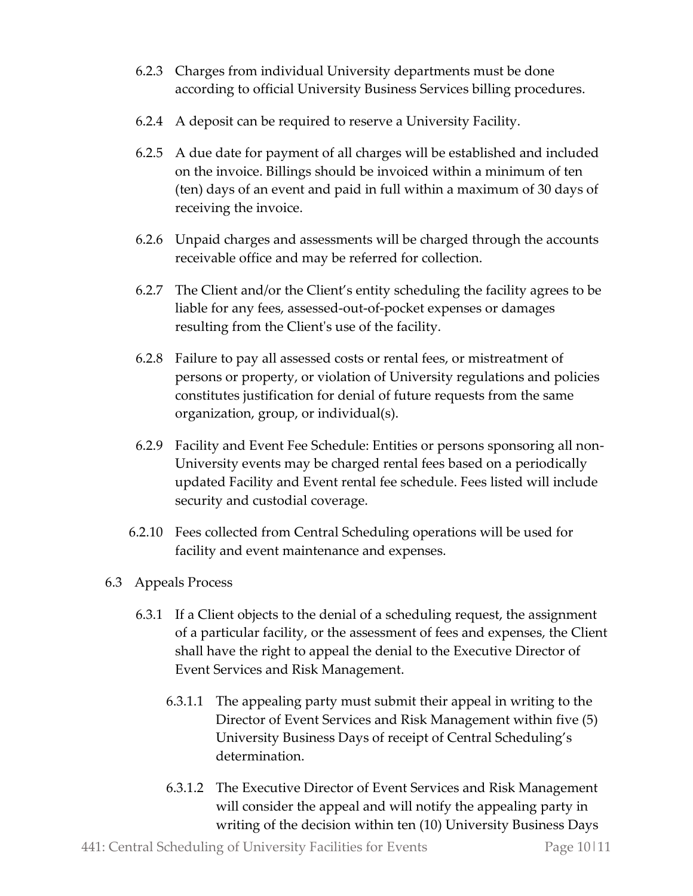6.2.3 Charges from individual University departments must be done according to official University Business Services billing procedures.

6.2.4 A deposit can be required to reserve a University Facility.

6.2.5 A due date for payment of all charges will be established and included on the invoice. Billings should be invoiced within a minimum of ten (ten) days of an event and paid in full within a maximum of 30 days of receiving the invoice.

6.2.6 Unpaid charges and assessments will be charged through the accounts receivable office and may be referred for collection.

6.2.7 The Client and/or the Client's entity scheduling the facility agrees to be liable for any fees, assessed-out-of-pocket expenses or damages resulting from the Client's use of the facility.

6.2.8 Failure to pay all assessed costs or rental fees, or mistreatment of persons or property, or violation of University regulations and policies constitutes justification for denial of future requests from the same organization, group, or individual(s).

6.2.9 Facility and Event Fee Schedule: Entities or persons sponsoring all non-University events may be charged rental fees based on a periodically updated Facility and Event rental fee schedule. Fees listed will include security and custodial coverage.

6.2.10 Fees collected from Central Scheduling operations will be used for facility and event maintenance and expenses.

6.3 Appeals Process

6.3.1 If a Client objects to the denial of a scheduling request, the assignment of a particular facility, or the assessment of fees and expenses, the Client shall have the right to appeal the denial to the Executive Director of Event Services and Risk Management.

6.3.1.1 The appealing party must submit their appeal in writing to the Director of Event Services and Risk Management within five (5) University Business Days of receipt of Central Scheduling's determination.

6.3.1.2 The Executive Director of Event Services and Risk Management will consider the appeal and will notify the appealing party in writing of the decision within ten (10) University Business Days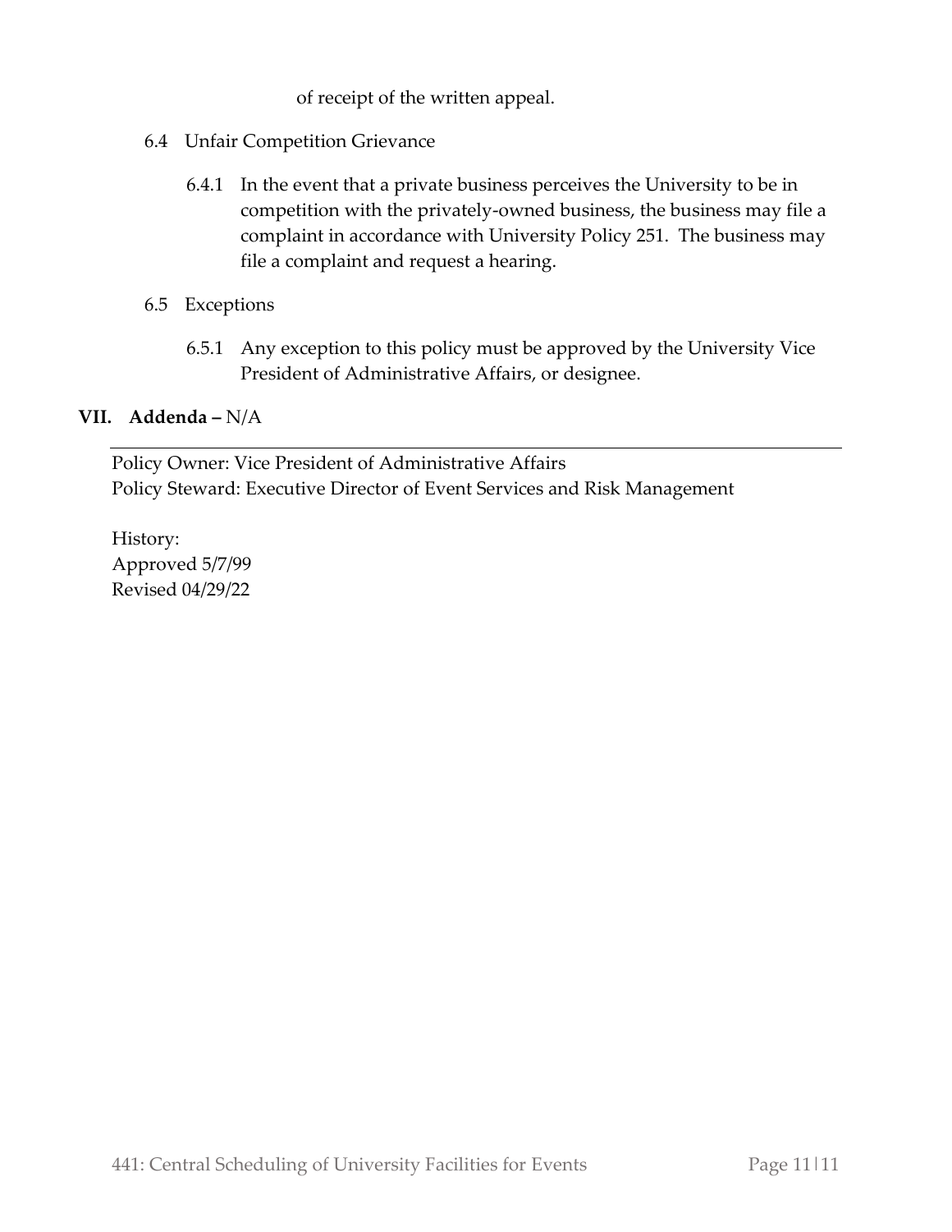of receipt of the written appeal.

6.4 Unfair Competition Grievance

6.4.1 In the event that a private business perceives the University to be in competition with the privately-owned business, the business may file a complaint in accordance with University Policy 251. The business may file a complaint and request a hearing.

6.5 Exceptions

6.5.1 Any exception to this policy must be approved by the University Vice President of Administrative Affairs, or designee.

## VII. Addenda – N/A

---

Policy Owner: Vice President of Administrative Affairs
Policy Steward: Executive Director of Event Services and Risk Management

History:
Approved 5/7/99
Revised 04/29/22